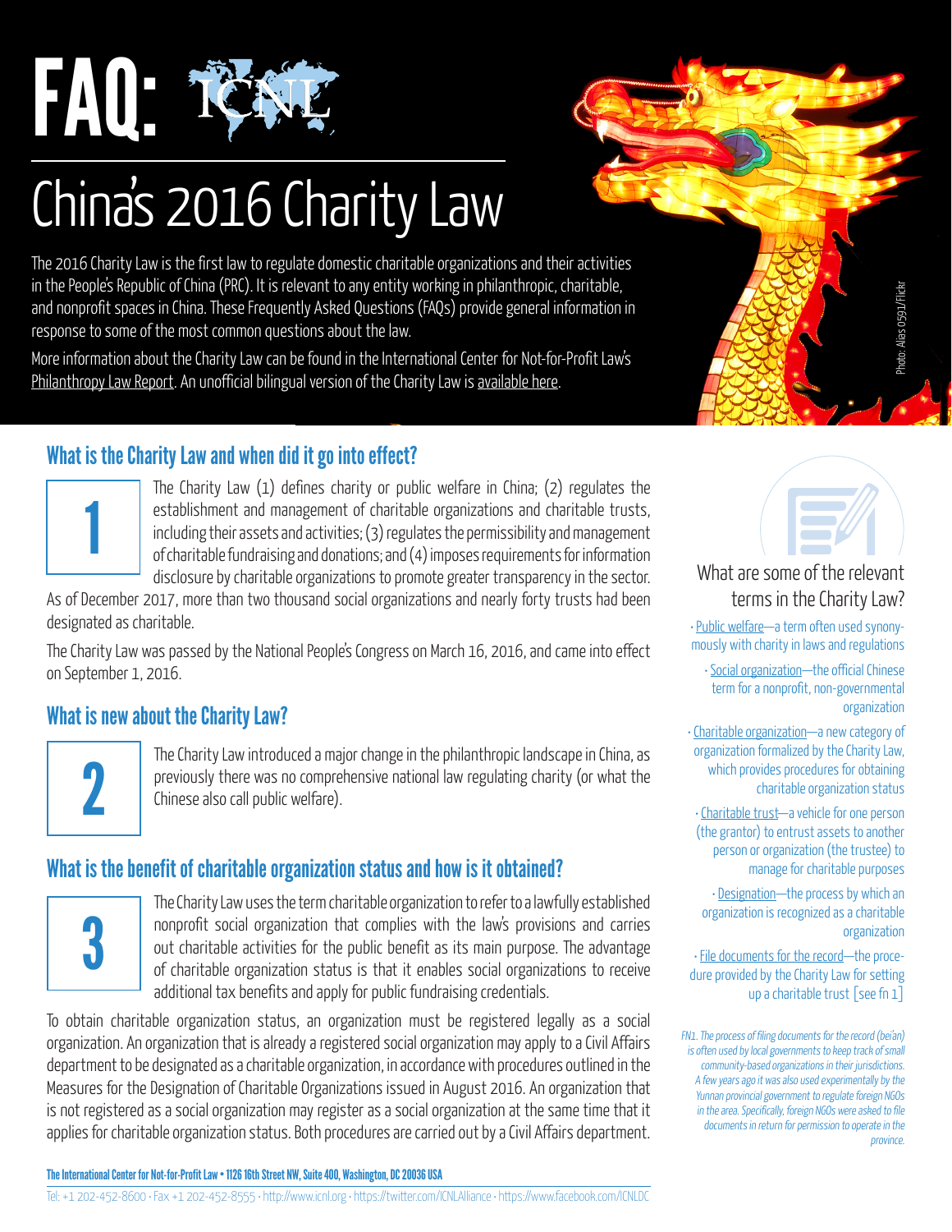# FAQ: ICNL

# China's 2016 Charity Law

The 2016 Charity Law is the first law to regulate domestic charitable organizations and their activities in the People's Republic of China (PRC). It is relevant to any entity working in philanthropic, charitable, and nonprofit spaces in China. These Frequently Asked Questions (FAQs) provide general information in response to some of the most common questions about the law.

More information about the Charity Law can be found in the International Center for Not-for-Profit Law's Philanthropy Law Report. An unofficial bilingual version of the Charity Law is available here.

Photo: Alias 0591/Flickr

## What is the Charity Law and when did it go into effect?

**1**

The Charity Law (1) defines charity or public welfare in China; (2) regulates the establishment and management of charitable organizations and charitable trusts, including their assets and activities; (3) regulates the permissibility and management of charitable fundraising and donations; and (4) imposes requirements for information disclosure by charitable organizations to promote greater transparency in the sector.

As of December 2017, more than two thousand social organizations and nearly forty trusts had been designated as charitable.

The Charity Law was passed by the National People's Congress on March 16, 2016, and came into effect on September 1, 2016.

## What is new about the Charity Law?

**2**

The Charity Law introduced a major change in the philanthropic landscape in China, as previously there was no comprehensive national law regulating charity (or what the Chinese also call public welfare).

## What is the benefit of charitable organization status and how is it obtained?

**3**

The Charity Law uses the term charitable organization to refer to a lawfully established nonprofit social organization that complies with the law's provisions and carries out charitable activities for the public benefit as its main purpose. The advantage of charitable organization status is that it enables social organizations to receive additional tax benefits and apply for public fundraising credentials.

To obtain charitable organization status, an organization must be registered legally as a social organization. An organization that is already a registered social organization may apply to a Civil Affairs department to be designated as a charitable organization, in accordance with procedures outlined in the Measures for the Designation of Charitable Organizations issued in August 2016. An organization that is not registered as a social organization may register as a social organization at the same time that it applies for charitable organization status. Both procedures are carried out by a Civil Affairs department.

### What are some of the relevant terms in the Charity Law?

- Public welfare—a term often used synonymously with charity in laws and regulations
- Social organization—the official Chinese term for a nonprofit, non-governmental organization
- Charitable organization—a new category of organization formalized by the Charity Law, which provides procedures for obtaining charitable organization status
- Charitable trust—a vehicle for one person (the grantor) to entrust assets to another person or organization (the trustee) to manage for charitable purposes
- Designation—the process by which an organization is recognized as a charitable organization
- File documents for the record—the procedure provided by the Charity Law for setting up a charitable trust [see fn 1]

*FN1. The process of filing documents for the record (bei'an) is often used by local governments to keep track of small community-based organizations in their jurisdictions. A few years ago it was also used experimentally by the Yunnan provincial government to regulate foreign NGOs in the area. Specifically, foreign NGOs were asked to file documents in return for permission to operate in the province.*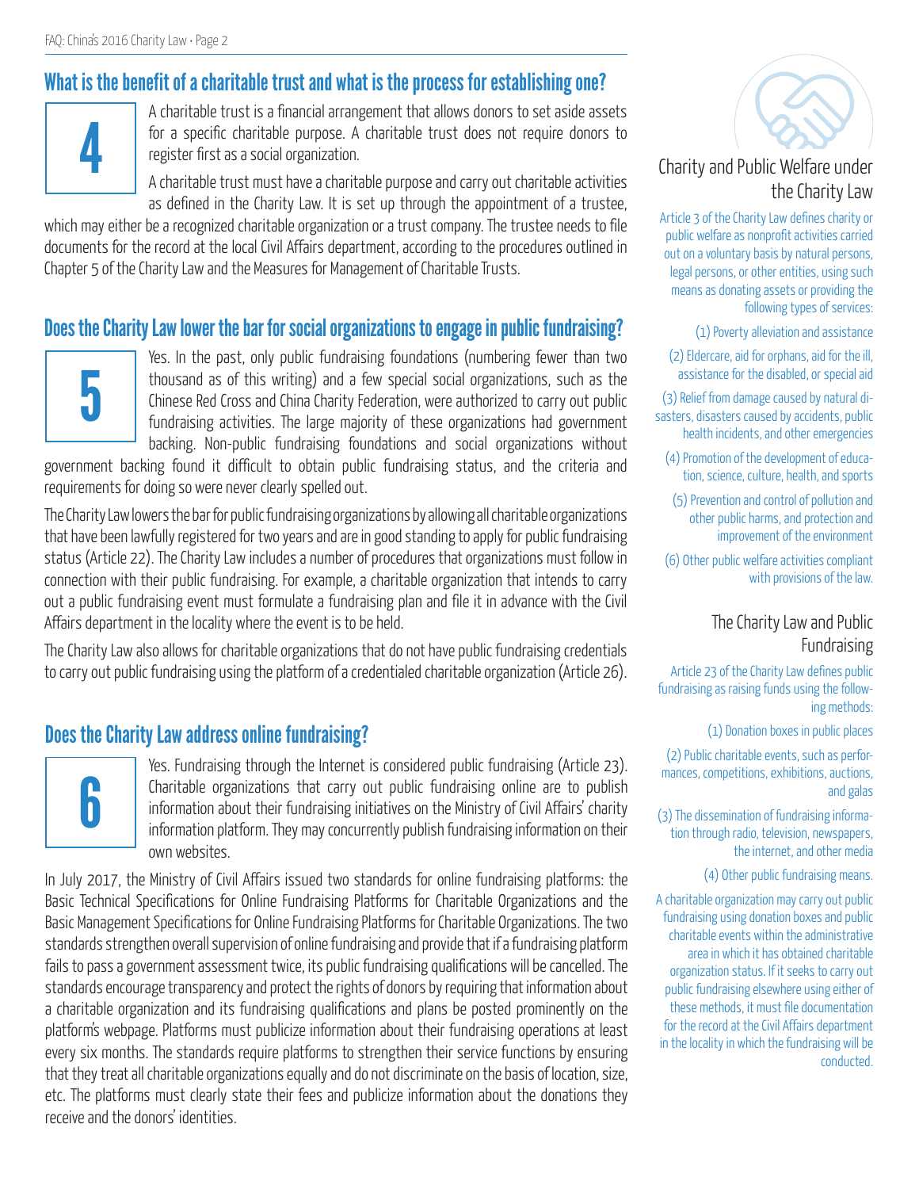## What is the benefit of a charitable trust and what is the process for establishing one?

**4**

A charitable trust is a financial arrangement that allows donors to set aside assets for a specific charitable purpose. A charitable trust does not require donors to register first as a social organization.

A charitable trust must have a charitable purpose and carry out charitable activities as defined in the Charity Law. It is set up through the appointment of a trustee, which may either be a recognized charitable organization or a trust company. The trustee needs to file documents for the record at the local Civil Affairs department, according to the procedures outlined in Chapter 5 of the Charity Law and the Measures for Management of Charitable Trusts.

## Does the Charity Law lower the bar for social organizations to engage in public fundraising?

**5**

Yes. In the past, only public fundraising foundations (numbering fewer than two thousand as of this writing) and a few special social organizations, such as the Chinese Red Cross and China Charity Federation, were authorized to carry out public fundraising activities. The large majority of these organizations had government backing. Non-public fundraising foundations and social organizations without government backing found it difficult to obtain public fundraising status, and the criteria and requirements for doing so were never clearly spelled out.

The Charity Law lowers the bar for public fundraising organizations by allowing all charitable organizations that have been lawfully registered for two years and are in good standing to apply for public fundraising status (Article 22). The Charity Law includes a number of procedures that organizations must follow in connection with their public fundraising. For example, a charitable organization that intends to carry out a public fundraising event must formulate a fundraising plan and file it in advance with the Civil Affairs department in the locality where the event is to be held.

The Charity Law also allows for charitable organizations that do not have public fundraising credentials to carry out public fundraising using the platform of a credentialed charitable organization (Article 26).

## Does the Charity Law address online fundraising?

**6**

Yes. Fundraising through the Internet is considered public fundraising (Article 23). Charitable organizations that carry out public fundraising online are to publish information about their fundraising initiatives on the Ministry of Civil Affairs' charity information platform. They may concurrently publish fundraising information on their own websites.

In July 2017, the Ministry of Civil Affairs issued two standards for online fundraising platforms: the Basic Technical Specifications for Online Fundraising Platforms for Charitable Organizations and the Basic Management Specifications for Online Fundraising Platforms for Charitable Organizations. The two standards strengthen overall supervision of online fundraising and provide that if a fundraising platform fails to pass a government assessment twice, its public fundraising qualifications will be cancelled. The standards encourage transparency and protect the rights of donors by requiring that information about a charitable organization and its fundraising qualifications and plans be posted prominently on the platform's webpage. Platforms must publicize information about their fundraising operations at least every six months. The standards require platforms to strengthen their service functions by ensuring that they treat all charitable organizations equally and do not discriminate on the basis of location, size, etc. The platforms must clearly state their fees and publicize information about the donations they receive and the donors' identities.

### Charity and Public Welfare under the Charity Law

Article 3 of the Charity Law defines charity or public welfare as nonprofit activities carried out on a voluntary basis by natural persons, legal persons, or other entities, using such means as donating assets or providing the following types of services:

(1) Poverty alleviation and assistance

(2) Eldercare, aid for orphans, aid for the ill, assistance for the disabled, or special aid

(3) Relief from damage caused by natural disasters, disasters caused by accidents, public health incidents, and other emergencies

(4) Promotion of the development of education, science, culture, health, and sports

(5) Prevention and control of pollution and other public harms, and protection and improvement of the environment

(6) Other public welfare activities compliant with provisions of the law.

### The Charity Law and Public Fundraising

Article 23 of the Charity Law defines public fundraising as raising funds using the following methods:

(1) Donation boxes in public places

(2) Public charitable events, such as performances, competitions, exhibitions, auctions, and galas

(3) The dissemination of fundraising information through radio, television, newspapers, the internet, and other media

(4) Other public fundraising means.

A charitable organization may carry out public fundraising using donation boxes and public charitable events within the administrative area in which it has obtained charitable organization status. If it seeks to carry out public fundraising elsewhere using either of these methods, it must file documentation for the record at the Civil Affairs department in the locality in which the fundraising will be conducted.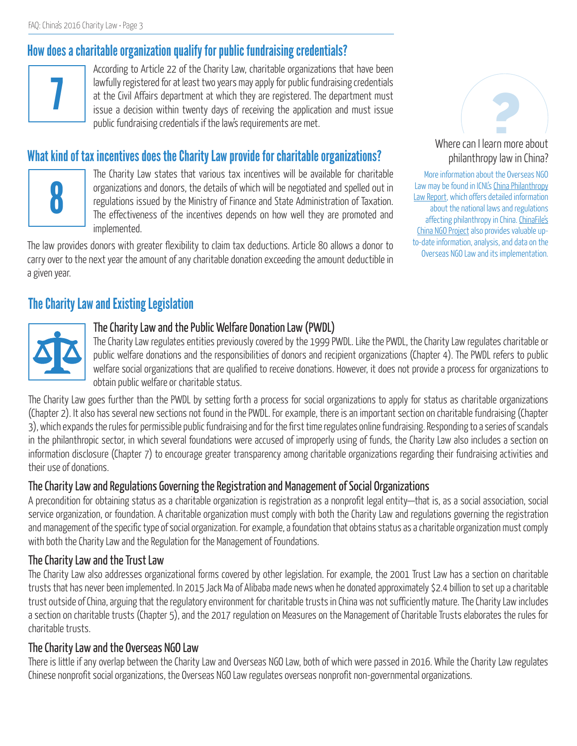## How does a charitable organization qualify for public fundraising credentials?

**7**

According to Article 22 of the Charity Law, charitable organizations that have been lawfully registered for at least two years may apply for public fundraising credentials at the Civil Affairs department at which they are registered. The department must issue a decision within twenty days of receiving the application and must issue public fundraising credentials if the law's requirements are met.

## What kind of tax incentives does the Charity Law provide for charitable organizations?

**8**

The Charity Law states that various tax incentives will be available for charitable organizations and donors, the details of which will be negotiated and spelled out in regulations issued by the Ministry of Finance and State Administration of Taxation. The effectiveness of the incentives depends on how well they are promoted and implemented.

The law provides donors with greater flexibility to claim tax deductions. Article 80 allows a donor to carry over to the next year the amount of any charitable donation exceeding the amount deductible in a given year.

### Where can I learn more about philanthropy law in China?

More information about the Overseas NGO Law may be found in ICNL's China Philanthropy Law Report, which offers detailed information about the national laws and regulations affecting philanthropy in China. ChinaFile's China NGO Project also provides valuable up-to-date information, analysis, and data on the Overseas NGO Law and its implementation.

## The Charity Law and Existing Legislation

### The Charity Law and the Public Welfare Donation Law (PWDL)

The Charity Law regulates entities previously covered by the 1999 PWDL. Like the PWDL, the Charity Law regulates charitable or public welfare donations and the responsibilities of donors and recipient organizations (Chapter 4). The PWDL refers to public welfare social organizations that are qualified to receive donations. However, it does not provide a process for organizations to obtain public welfare or charitable status.

The Charity Law goes further than the PWDL by setting forth a process for social organizations to apply for status as charitable organizations (Chapter 2). It also has several new sections not found in the PWDL. For example, there is an important section on charitable fundraising (Chapter 3), which expands the rules for permissible public fundraising and for the first time regulates online fundraising. Responding to a series of scandals in the philanthropic sector, in which several foundations were accused of improperly using of funds, the Charity Law also includes a section on information disclosure (Chapter 7) to encourage greater transparency among charitable organizations regarding their fundraising activities and their use of donations.

### The Charity Law and Regulations Governing the Registration and Management of Social Organizations

A precondition for obtaining status as a charitable organization is registration as a nonprofit legal entity—that is, as a social association, social service organization, or foundation. A charitable organization must comply with both the Charity Law and regulations governing the registration and management of the specific type of social organization. For example, a foundation that obtains status as a charitable organization must comply with both the Charity Law and the Regulation for the Management of Foundations.

### The Charity Law and the Trust Law

The Charity Law also addresses organizational forms covered by other legislation. For example, the 2001 Trust Law has a section on charitable trusts that has never been implemented. In 2015 Jack Ma of Alibaba made news when he donated approximately $2.4 billion to set up a charitable trust outside of China, arguing that the regulatory environment for charitable trusts in China was not sufficiently mature. The Charity Law includes a section on charitable trusts (Chapter 5), and the 2017 regulation on Measures on the Management of Charitable Trusts elaborates the rules for charitable trusts.

### The Charity Law and the Overseas NGO Law

There is little if any overlap between the Charity Law and Overseas NGO Law, both of which were passed in 2016. While the Charity Law regulates Chinese nonprofit social organizations, the Overseas NGO Law regulates overseas nonprofit non-governmental organizations.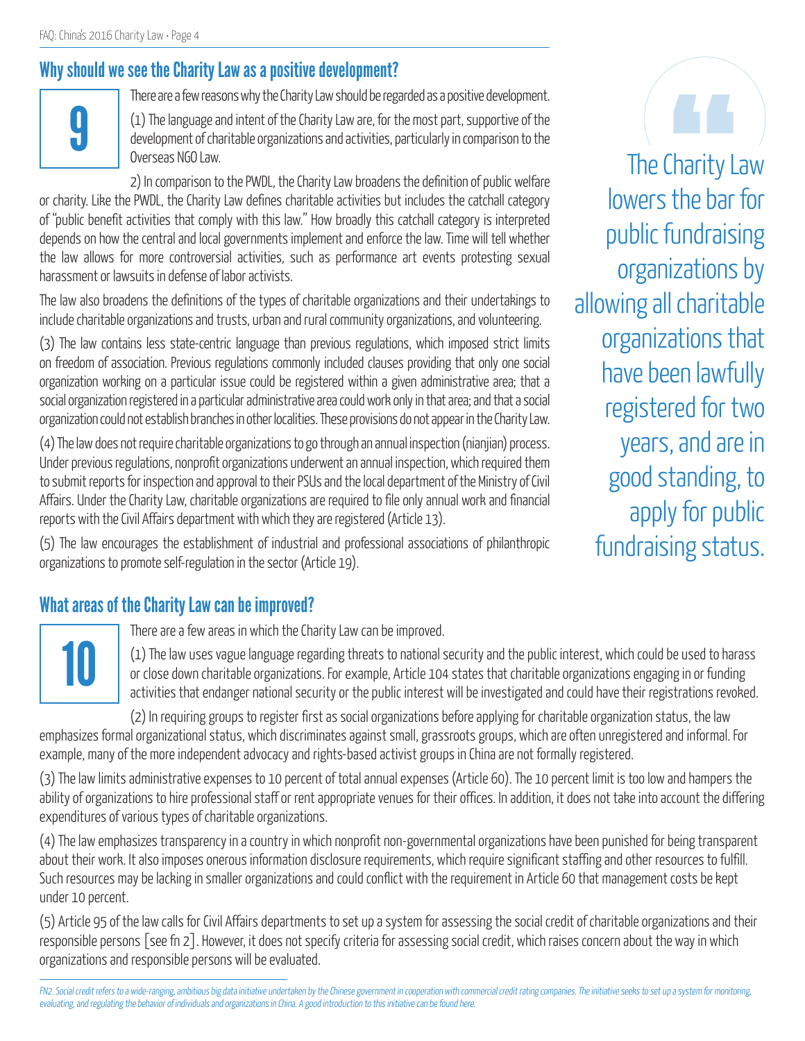## Why should we see the Charity Law as a positive development?

**9**

There are a few reasons why the Charity Law should be regarded as a positive development.

(1) The language and intent of the Charity Law are, for the most part, supportive of the development of charitable organizations and activities, particularly in comparison to the Overseas NGO Law.

2) In comparison to the PWDL, the Charity Law broadens the definition of public welfare or charity. Like the PWDL, the Charity Law defines charitable activities but includes the catchall category of "public benefit activities that comply with this law." How broadly this catchall category is interpreted depends on how the central and local governments implement and enforce the law. Time will tell whether the law allows for more controversial activities, such as performance art events protesting sexual harassment or lawsuits in defense of labor activists.

The law also broadens the definitions of the types of charitable organizations and their undertakings to include charitable organizations and trusts, urban and rural community organizations, and volunteering.

(3) The law contains less state-centric language than previous regulations, which imposed strict limits on freedom of association. Previous regulations commonly included clauses providing that only one social organization working on a particular issue could be registered within a given administrative area; that a social organization registered in a particular administrative area could work only in that area; and that a social organization could not establish branches in other localities. These provisions do not appear in the Charity Law.

(4) The law does not require charitable organizations to go through an annual inspection (nianjian) process. Under previous regulations, nonprofit organizations underwent an annual inspection, which required them to submit reports for inspection and approval to their PSUs and the local department of the Ministry of Civil Affairs. Under the Charity Law, charitable organizations are required to file only annual work and financial reports with the Civil Affairs department with which they are registered (Article 13).

(5) The law encourages the establishment of industrial and professional associations of philanthropic organizations to promote self-regulation in the sector (Article 19).

> The Charity Law lowers the bar for public fundraising organizations by allowing all charitable organizations that have been lawfully registered for two years, and are in good standing, to apply for public fundraising status.

## What areas of the Charity Law can be improved?

**10**

There are a few areas in which the Charity Law can be improved.

(1) The law uses vague language regarding threats to national security and the public interest, which could be used to harass or close down charitable organizations. For example, Article 104 states that charitable organizations engaging in or funding activities that endanger national security or the public interest will be investigated and could have their registrations revoked.

(2) In requiring groups to register first as social organizations before applying for charitable organization status, the law emphasizes formal organizational status, which discriminates against small, grassroots groups, which are often unregistered and informal. For example, many of the more independent advocacy and rights-based activist groups in China are not formally registered.

(3) The law limits administrative expenses to 10 percent of total annual expenses (Article 60). The 10 percent limit is too low and hampers the ability of organizations to hire professional staff or rent appropriate venues for their offices. In addition, it does not take into account the differing expenditures of various types of charitable organizations.

(4) The law emphasizes transparency in a country in which nonprofit non-governmental organizations have been punished for being transparent about their work. It also imposes onerous information disclosure requirements, which require significant staffing and other resources to fulfill. Such resources may be lacking in smaller organizations and could conflict with the requirement in Article 60 that management costs be kept under 10 percent.

(5) Article 95 of the law calls for Civil Affairs departments to set up a system for assessing the social credit of charitable organizations and their responsible persons [see fn 2]. However, it does not specify criteria for assessing social credit, which raises concern about the way in which organizations and responsible persons will be evaluated.

---

*FN2. Social credit refers to a wide-ranging, ambitious big data initiative undertaken by the Chinese government in cooperation with commercial credit rating companies. The initiative seeks to set up a system for monitoring, evaluating, and regulating the behavior of individuals and organizations in China. A good introduction to this initiative can be found here.*